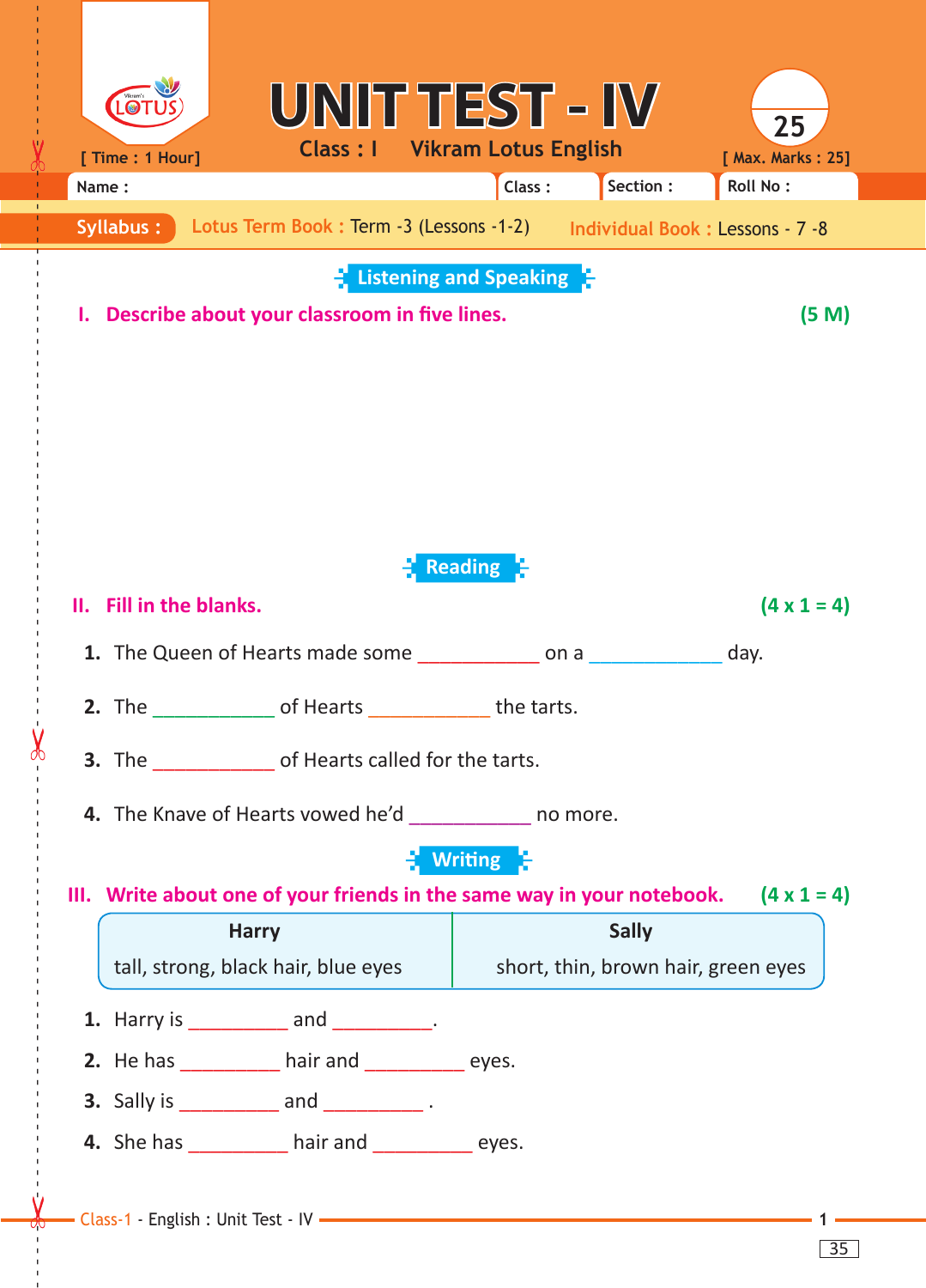# UNIT TEST - IV

**Class : I    Vikram Lotus English**

[ Time : 1 Hour]    [ Max. Marks : 25]

25

| Name : | Class : | Section : | Roll No : |
|---|---|---|---|

**Syllabus :** Lotus Term Book : Term -3 (Lessons -1-2)    Individual Book : Lessons - 7 -8

## Listening and Speaking

**I. Describe about your classroom in five lines.** **(5 M)**

## Reading

**II. Fill in the blanks.** **(4 x 1 = 4)**

1. The Queen of Hearts made some ___________ on a ____________ day.
2. The ___________ of Hearts ___________ the tarts.
3. The ___________ of Hearts called for the tarts.
4. The Knave of Hearts vowed he'd ___________ no more.

## Writing

**III. Write about one of your friends in the same way in your notebook.** **(4 x 1 = 4)**

| Harry | Sally |
|---|---|
| tall, strong, black hair, blue eyes | short, thin, brown hair, green eyes |

1. Harry is _________ and _________.
2. He has _________ hair and _________ eyes.
3. Sally is _________ and _________ .
4. She has _________ hair and _________ eyes.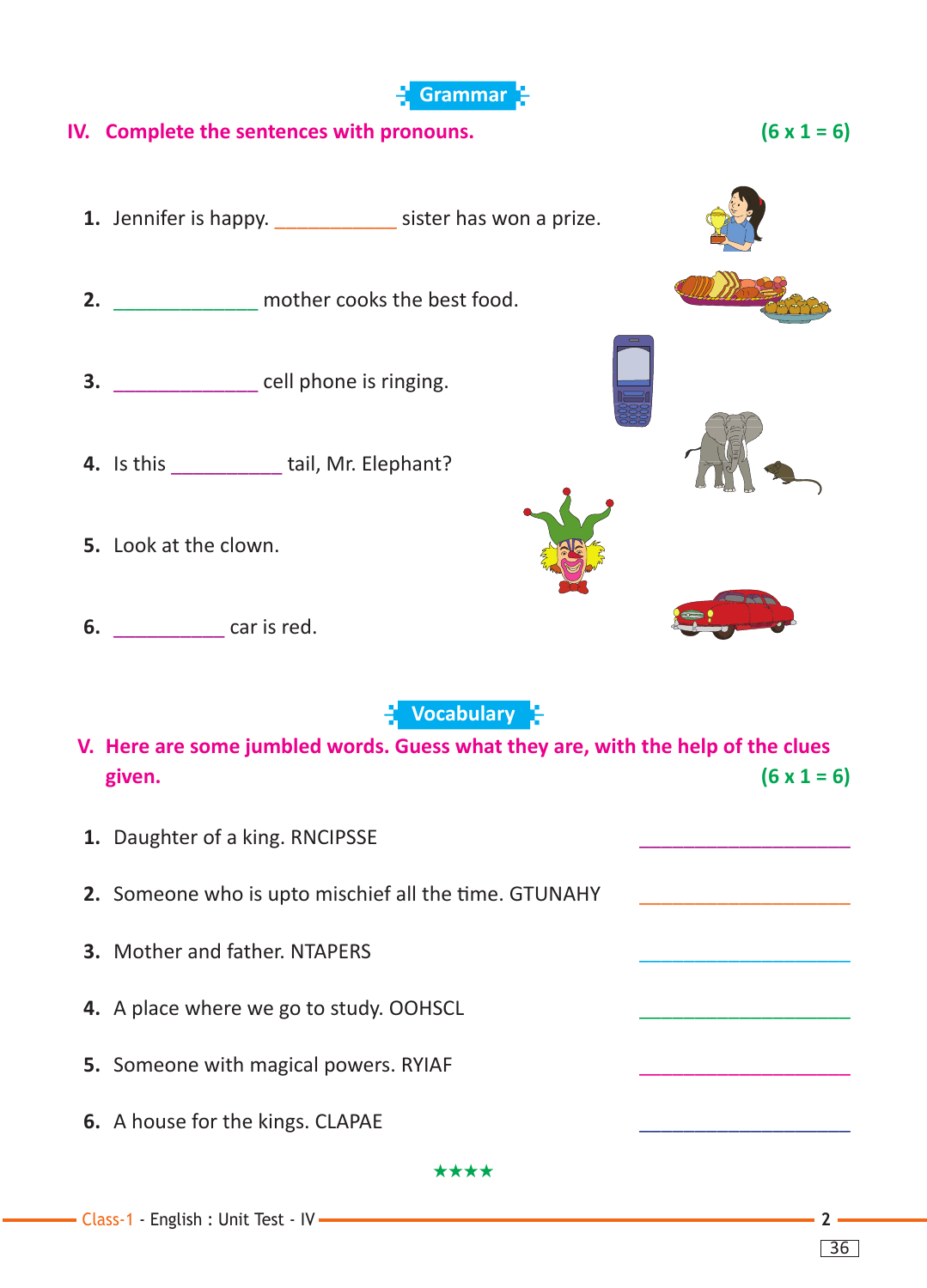## Grammar

**IV. Complete the sentences with pronouns.** **(6 x 1 = 6)**

1. Jennifer is happy. ____________ sister has won a prize.

2. ______________ mother cooks the best food.

3. ______________ cell phone is ringing.

4. Is this ___________ tail, Mr. Elephant?

5. Look at the clown.

6. ___________ car is red.

## Vocabulary

**V. Here are some jumbled words. Guess what they are, with the help of the clues given.** **(6 x 1 = 6)**

1. Daughter of a king. RNCIPSSE _____________________

2. Someone who is upto mischief all the time. GTUNAHY _____________________

3. Mother and father. NTAPERS _____________________

4. A place where we go to study. OOHSCL _____________________

5. Someone with magical powers. RYIAF _____________________

6. A house for the kings. CLAPAE _____________________

★★★★